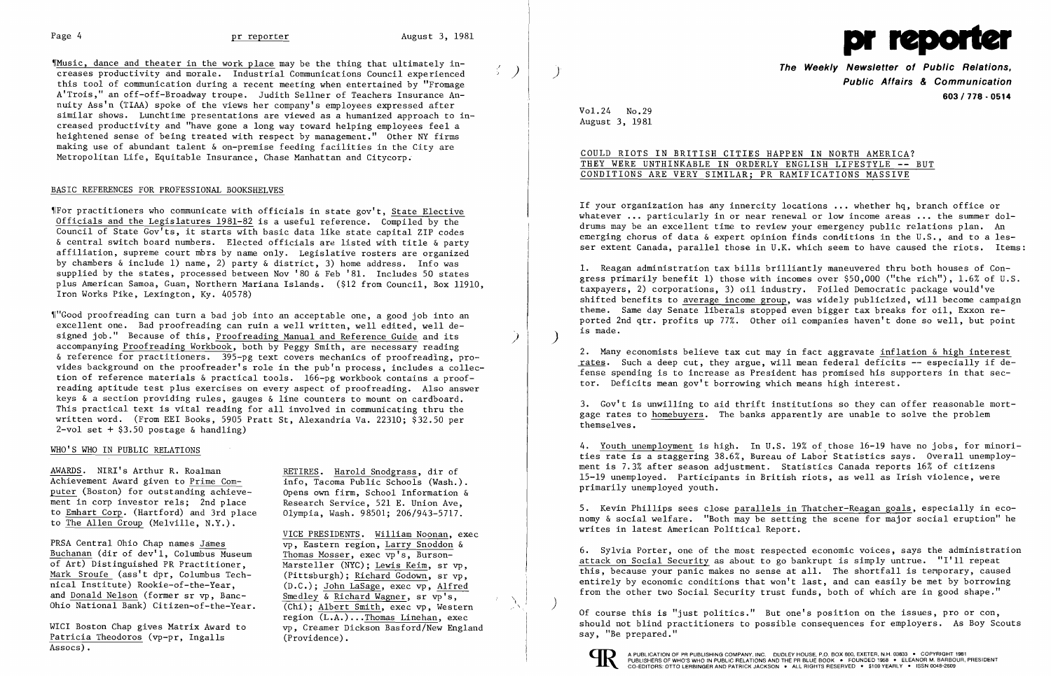¶Music, dance and theater in the work place may be the thing that ultimately increases productivity and morale. Industrial Communications Council experienced this tool of communication during a recent meeting when entertained by "Fromage A'Trois," an off-off-Broadway troupe. Judith Sellner of Teachers Insurance Annuity Ass'n (TIAA) spoke of the views her company's employees expressed after similar shows. Lunchtime presentations are viewed as a humanized approach to increased productivity and "have gone a long way toward helping employees feel a heightened sense of being treated with respect by management." Other NY firms making use of abundant talent & on-premise feeding facilities in the City are Metropolitan Life, Equitable Insurance, Chase Manhattan and Citycorp.

## BASIC REFERENCES FOR PROFESSIONAL BOOKSHELVES

¶For practitioners who communicate with officials in state gov't, State Elective Officials and the Legislatures 1981-82 is a useful reference. Compiled by the Council of State Gov'ts, it starts with basic data like state capital ZIP codes & central switch board numbers. Elected officials are listed with title & party affiliation, supreme court mbrs by name only. Legislative rosters are organized by chambers & include 1) name, 2) party & district, 3) home address. Info was supplied by the states, processed between Nov '80 & Feb '81. Includes 50 states plus American Samoa, Guam, Northern Mariana Islands. ($12 from Council, Box 11910, Iron Works Pike, Lexington, Ky. 40578)

¶"Good proofreading can turn a bad job into an acceptable one, a good job into an excellent one. Bad proofreading can ruin a well written, well edited, well designed job." Because of this, Proofreading Manual and Reference Guide and its accompanying Proofreading Workbook, both by Peggy Smith, are necessary reading & reference for practitioners. 395-pg text covers mechanics of proofreading, provides background on the proofreader's role in the pub'n process, includes a collection of reference materials & practical tools. 166-pg workbook contains a proofreading aptitude test plus exercises on every aspect of proofreading. Also answer keys & a section providing rules, gauges & line counters to mount on cardboard. This practical text is vital reading for all involved in communicating thru the written word. (From EEI Books, 5905 Pratt St, Alexandria Va. 22310; $32.50 per 2-vol set + $3.50 postage & handling)

## WHO'S WHO IN PUBLIC RELATIONS

AWARDS. NIRI's Arthur R. Roalman Achievement Award given to Prime Computer (Boston) for outstanding achievement in corp investor rels; 2nd place to Emhart Corp. (Hartford) and 3rd place to The Allen Group (Melville, N.Y.).

PRSA Central Ohio Chap names James Buchanan (dir of dev'l, Columbus Museum of Art) Distinguished PR Practitioner, Mark Stroufe (ass't dpr, Columbus Technical Institute) Rookie-of-the-Year, and Donald Nelson (former sr vp, Banc-Ohio National Bank) Citizen-of-the-Year.

WICI Boston Chap gives Matrix Award to Patricia Theodoros (vp-pr, Ingalls Assocs).

RETIRES. Harold Snodgrass, dir of info, Tacoma Public Schools (Wash.). Opens own firm, School Information & Research Service, 521 E. Union Ave, Olympia, Wash. 98501; 206/943-5717.

VICE PRESIDENTS. William Noonan, exec vp, Eastern region, Larry Snoddon & Thomas Mosser, exec vp's, Burson-Marsteller (NYC); Lewis Keim, sr vp, (Pittsburgh); Richard Godown, sr vp, (D.C.); John LaSage, exec vp, Alfred Smedley & Richard Wagner, sr vp's, (Chi); Albert Smith, exec vp, Western region (L.A.)...Thomas Linehan, exec vp, Creamer Dickson Basford/New England (Providence).

# pr reporter

**The Weekly Newsletter of Public Relations, Public Affairs & Communication**
**603 / 778 - 0514**

Vol.24 No.29
August 3, 1981

## COULD RIOTS IN BRITISH CITIES HAPPEN IN NORTH AMERICA? THEY WERE UNTHINKABLE IN ORDERLY ENGLISH LIFESTYLE -- BUT CONDITIONS ARE VERY SIMILAR; PR RAMIFICATIONS MASSIVE

If your organization has any innercity locations ... whether hq, branch office or whatever ... particularly in or near renewal or low income areas ... the summer doldrums may be an excellent time to review your emergency public relations plan. An emerging chorus of data & expert opinion finds conditions in the U.S., and to a lesser extent Canada, parallel those in U.K. which seem to have caused the riots. Items:

1. Reagan administration tax bills brilliantly maneuvered thru both houses of Congress primarily benefit 1) those with incomes over $50,000 ("the rich"), 1.6% of U.S. taxpayers, 2) corporations, 3) oil industry. Foiled Democratic package would've shifted benefits to average income group, was widely publicized, will become campaign theme. Same day Senate liberals stopped even bigger tax breaks for oil, Exxon reported 2nd qtr. profits up 77%. Other oil companies haven't done so well, but point is made.

2. Many economists believe tax cut may in fact aggravate inflation & high interest rates. Such a deep cut, they argue, will mean federal deficits -- especially if defense spending is to increase as President has promised his supporters in that sector. Deficits mean gov't borrowing which means high interest.

3. Gov't is unwilling to aid thrift institutions so they can offer reasonable mortgage rates to homebuyers. The banks apparently are unable to solve the problem themselves.

4. Youth unemployment is high. In U.S. 19% of those 16-19 have no jobs, for minorities rate is a staggering 38.6%, Bureau of Labor Statistics says. Overall unemployment is 7.3% after season adjustment. Statistics Canada reports 16% of citizens 15-19 unemployed. Participants in British riots, as well as Irish violence, were primarily unemployed youth.

5. Kevin Phillips sees close parallels in Thatcher-Reagan goals, especially in economy & social welfare. "Both may be setting the scene for major social eruption" he writes in latest American Political Report.

6. Sylvia Porter, one of the most respected economic voices, says the administration attack on Social Security as about to go bankrupt is simply untrue. "I'll repeat this, because your panic makes no sense at all. The shortfall is temporary, caused entirely by economic conditions that won't last, and can easily be met by borrowing from the other two Social Security trust funds, both of which are in good shape."

Of course this is "just politics." But one's position on the issues, pro or con, should not blind practitioners to possible consequences for employers. As Boy Scouts say, "Be prepared."

A PUBLICATION OF PR PUBLISHING COMPANY, INC. DUDLEY HOUSE, P.O. BOX 600, EXETER, N.H. 03833 • COPYRIGHT 1981 PUBLISHERS OF WHO'S WHO IN PUBLIC RELATIONS AND THE PR BLUE BOOK • FOUNDED 1958 • ELEANOR M. BARBOUR, PRESIDENT CO-EDITORS: OTTO LERBINGER AND PATRICK JACKSON • ALL RIGHTS RESERVED • $100 YEARLY • ISSN 0048-2609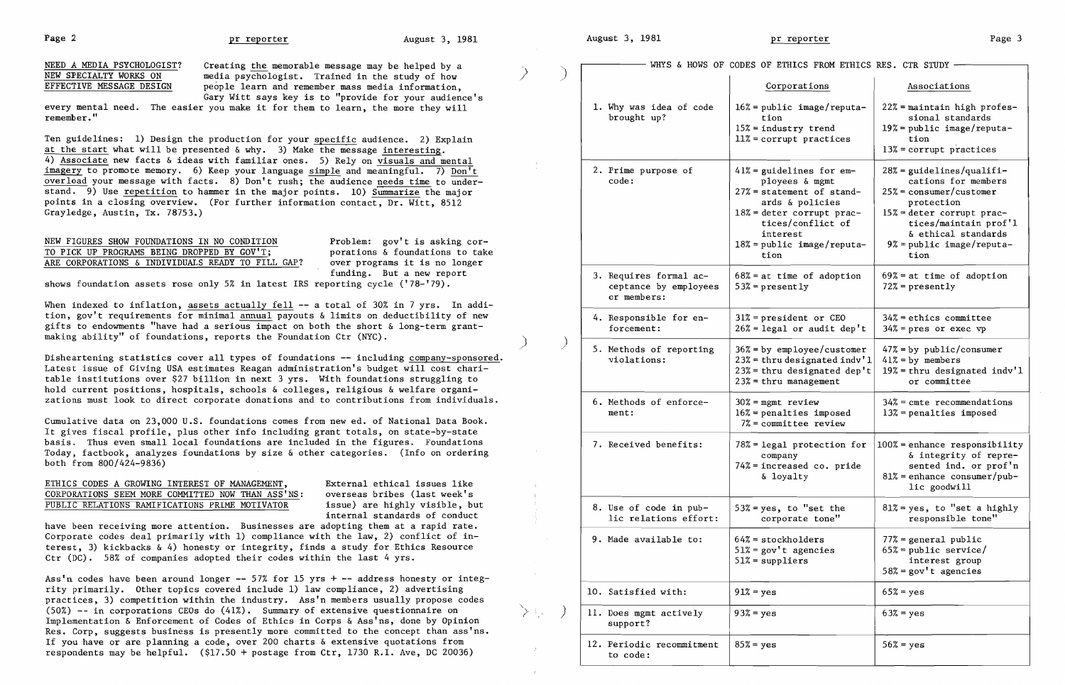## NEED A MEDIA PSYCHOLOGIST? NEW SPECIALTY WORKS ON EFFECTIVE MESSAGE DESIGN

Creating the memorable message may be helped by a media psychologist. Trained in the study of how people learn and remember mass media information, Gary Witt says key is to "provide for your audience's every mental need. The easier you make it for them to learn, the more they will remember."

Ten guidelines: 1) Design the production for your specific audience. 2) Explain at the start what will be presented & why. 3) Make the message interesting. 4) Associate new facts & ideas with familiar ones. 5) Rely on visuals and mental imagery to promote memory. 6) Keep your language simple and meaningful. 7) Don't overload your message with facts. 8) Don't rush; the audience needs time to understand. 9) Use repetition to hammer in the major points. 10) Summarize the major points in a closing overview. (For further information contact, Dr. Witt, 8512 Grayledge, Austin, Tx. 78753.)

## NEW FIGURES SHOW FOUNDATIONS IN NO CONDITION TO PICK UP PROGRAMS BEING DROPPED BY GOV'T; ARE CORPORATIONS & INDIVIDUALS READY TO FILL GAP?

Problem: gov't is asking corporations & foundations to take over programs it is no longer funding. But a new report shows foundation assets rose only 5% in latest IRS reporting cycle ('78-'79).

When indexed to inflation, assets actually fell -- a total of 30% in 7 yrs. In addition, gov't requirements for minimal annual payouts & limits on deductibility of new gifts to endowments "have had a serious impact on both the short & long-term grantmaking ability" of foundations, reports the Foundation Ctr (NYC).

Disheartening statistics cover all types of foundations -- including company-sponsored. Latest issue of Giving USA estimates Reagan administration's budget will cost charitable institutions over $27 billion in next 3 yrs. With foundations struggling to hold current positions, hospitals, schools & colleges, religious & welfare organizations must look to direct corporate donations and to contributions from individuals.

Cumulative data on 23,000 U.S. foundations comes from new ed. of National Data Book. It gives fiscal profile, plus other info including grant totals, on state-by-state basis. Thus even small local foundations are included in the figures. Foundations Today, factbook, analyzes foundations by size & other categories. (Info on ordering both from 800/424-9836)

## ETHICS CODES A GROWING INTEREST OF MANAGEMENT, CORPORATIONS SEEM MORE COMMITTED NOW THAN ASS'NS: PUBLIC RELATIONS RAMIFICATIONS PRIME MOTIVATOR

External ethical issues like overseas bribes (last week's issue) are highly visible, but internal standards of conduct have been receiving more attention. Businesses are adopting them at a rapid rate. Corporate codes deal primarily with 1) compliance with the law, 2) conflict of interest, 3) kickbacks & 4) honesty or integrity, finds a study for Ethics Resource Ctr (DC). 58% of companies adopted their codes within the last 4 yrs.

Ass'n codes have been around longer -- 57% for 15 yrs + -- address honesty or integrity primarily. Other topics covered include 1) law compliance, 2) advertising practices, 3) competition within the industry. Ass'n members usually propose codes (50%) -- in corporations CEOs do (41%). Summary of extensive questionnaire on Implementation & Enforcement of Codes of Ethics in Corps & Ass'ns, done by Opinion Res. Corp, suggests business is presently more committed to the concept than ass'ns. If you have or are planning a code, over 200 charts & extensive quotations from respondents may be helpful. ($17.50 + postage from Ctr, 1730 R.I. Ave, DC 20036)

### WHYS & HOWS OF CODES OF ETHICS FROM ETHICS RES. CTR STUDY

| | Corporations | Associations |
|---|---|---|
| 1. Why was idea of code brought up? | 16% = public image/reputation<br>15% = industry trend<br>11% = corrupt practices | 22% = maintain high professional standards<br>19% = public image/reputation<br>13% = corrupt practices |
| 2. Prime purpose of code: | 41% = guidelines for employees & mgmt<br>27% = statement of standards & policies<br>18% = deter corrupt practices/conflict of interest<br>18% = public image/reputation | 28% = guidelines/qualifications for members<br>25% = consumer/customer protection<br>15% = deter corrupt practices/maintain prof'l & ethical standards<br>9% = public image/reputation |
| 3. Requires formal acceptance by employees or members: | 68% = at time of adoption<br>53% = presently | 69% = at time of adoption<br>72% = presently |
| 4. Responsible for enforcement: | 31% = president or CEO<br>26% = legal or audit dep't | 34% = ethics committee<br>34% = pres or exec vp |
| 5. Methods of reporting violations: | 36% = by employee/customer<br>23% = thru designated indv'l<br>23% = thru designated dep't<br>23% = thru management | 47% = by public/consumer<br>41% = by members<br>19% = thru designated indv'l or committee |
| 6. Methods of enforcement: | 30% = mgmt review<br>16% = penalties imposed<br>7% = committee review | 34% = cmte recommendations<br>13% = penalties imposed |
| 7. Received benefits: | 78% = legal protection for company<br>74% = increased co. pride & loyalty | 100% = enhance responsibility & integrity of represented ind. or prof'n<br>81% = enhance consumer/public goodwill |
| 8. Use of code in public relations effort: | 53% = yes, to "set the corporate tone" | 81% = yes, to "set a highly responsible tone" |
| 9. Made available to: | 64% = stockholders<br>51% = gov't agencies<br>51% = suppliers | 77% = general public<br>65% = public service/interest group<br>58% = gov't agencies |
| 10. Satisfied with: | 91% = yes | 65% = yes |
| 11. Does mgmt actively support? | 93% = yes | 63% = yes |
| 12. Periodic recommitment to code: | 85% = yes | 56% = yes |